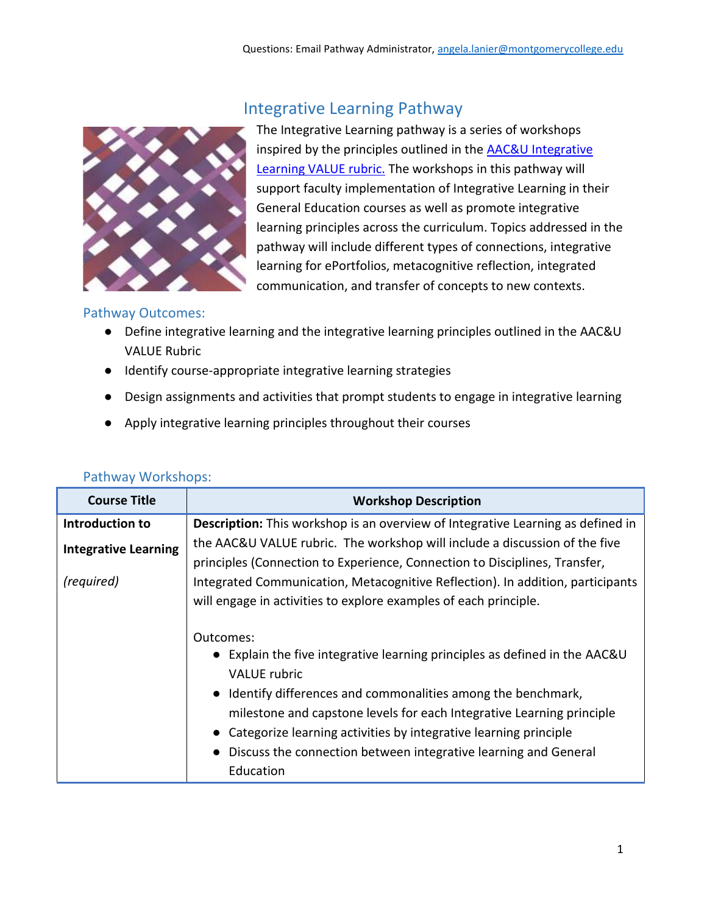Questions: Email Pathway Administrator, angela.lanier@montgomerycollege.edu

# Integrative Learning Pathway

The Integrative Learning pathway is a series of workshops inspired by the principles outlined in the AAC&U Integrative Learning VALUE rubric. The workshops in this pathway will support faculty implementation of Integrative Learning in their General Education courses as well as promote integrative learning principles across the curriculum. Topics addressed in the pathway will include different types of connections, integrative learning for ePortfolios, metacognitive reflection, integrated communication, and transfer of concepts to new contexts.

## Pathway Outcomes:

- Define integrative learning and the integrative learning principles outlined in the AAC&U VALUE Rubric
- Identify course-appropriate integrative learning strategies
- Design assignments and activities that prompt students to engage in integrative learning
- Apply integrative learning principles throughout their courses

## Pathway Workshops:

| Course Title | Workshop Description |
|---|---|
| **Introduction to Integrative Learning** *(required)* | **Description:** This workshop is an overview of Integrative Learning as defined in the AAC&U VALUE rubric. The workshop will include a discussion of the five principles (Connection to Experience, Connection to Disciplines, Transfer, Integrated Communication, Metacognitive Reflection). In addition, participants will engage in activities to explore examples of each principle.<br><br>Outcomes:<br>● Explain the five integrative learning principles as defined in the AAC&U VALUE rubric<br>● Identify differences and commonalities among the benchmark, milestone and capstone levels for each Integrative Learning principle<br>● Categorize learning activities by integrative learning principle<br>● Discuss the connection between integrative learning and General Education |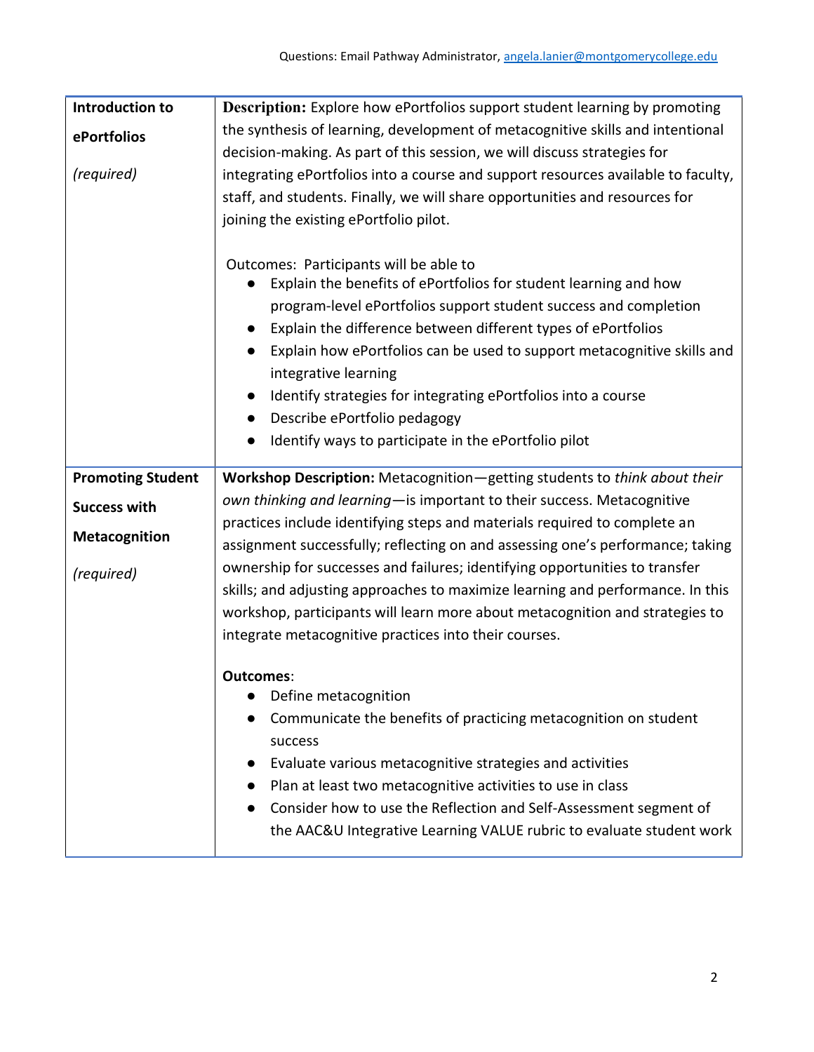Questions: Email Pathway Administrator, angela.lanier@montgomerycollege.edu

| | |
|---|---|
| **Introduction to ePortfolios**<br><br>*(required)* | **Description:** Explore how ePortfolios support student learning by promoting the synthesis of learning, development of metacognitive skills and intentional decision-making. As part of this session, we will discuss strategies for integrating ePortfolios into a course and support resources available to faculty, staff, and students. Finally, we will share opportunities and resources for joining the existing ePortfolio pilot.<br><br>Outcomes: Participants will be able to<br>● Explain the benefits of ePortfolios for student learning and how program-level ePortfolios support student success and completion<br>● Explain the difference between different types of ePortfolios<br>● Explain how ePortfolios can be used to support metacognitive skills and integrative learning<br>● Identify strategies for integrating ePortfolios into a course<br>● Describe ePortfolio pedagogy<br>● Identify ways to participate in the ePortfolio pilot |
| **Promoting Student Success with Metacognition**<br><br>*(required)* | **Workshop Description:** Metacognition—getting students to *think about their own thinking and learning*—is important to their success. Metacognitive practices include identifying steps and materials required to complete an assignment successfully; reflecting on and assessing one's performance; taking ownership for successes and failures; identifying opportunities to transfer skills; and adjusting approaches to maximize learning and performance. In this workshop, participants will learn more about metacognition and strategies to integrate metacognitive practices into their courses.<br><br>**Outcomes**:<br>● Define metacognition<br>● Communicate the benefits of practicing metacognition on student success<br>● Evaluate various metacognitive strategies and activities<br>● Plan at least two metacognitive activities to use in class<br>● Consider how to use the Reflection and Self-Assessment segment of the AAC&U Integrative Learning VALUE rubric to evaluate student work |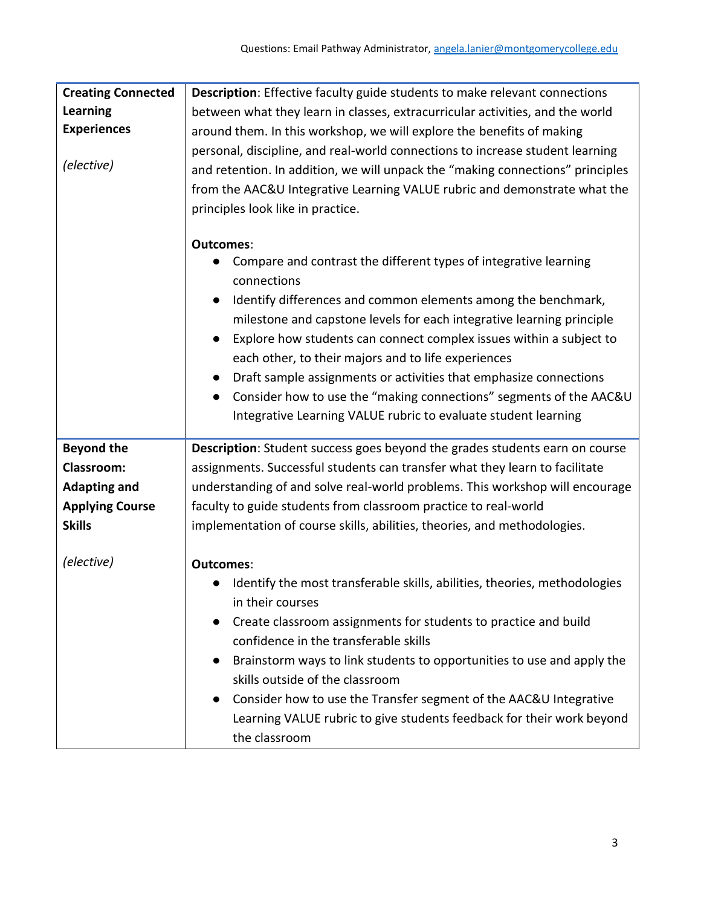| **Creating Connected Learning Experiences**<br><br>*(elective)* | **Description**: Effective faculty guide students to make relevant connections between what they learn in classes, extracurricular activities, and the world around them. In this workshop, we will explore the benefits of making personal, discipline, and real-world connections to increase student learning and retention. In addition, we will unpack the "making connections" principles from the AAC&U Integrative Learning VALUE rubric and demonstrate what the principles look like in practice.<br><br>**Outcomes**:<br>● Compare and contrast the different types of integrative learning connections<br>● Identify differences and common elements among the benchmark, milestone and capstone levels for each integrative learning principle<br>● Explore how students can connect complex issues within a subject to each other, to their majors and to life experiences<br>● Draft sample assignments or activities that emphasize connections<br>● Consider how to use the "making connections" segments of the AAC&U Integrative Learning VALUE rubric to evaluate student learning |
|---|---|
| **Beyond the Classroom: Adapting and Applying Course Skills**<br><br>*(elective)* | **Description**: Student success goes beyond the grades students earn on course assignments. Successful students can transfer what they learn to facilitate understanding of and solve real-world problems. This workshop will encourage faculty to guide students from classroom practice to real-world implementation of course skills, abilities, theories, and methodologies.<br><br>**Outcomes**:<br>● Identify the most transferable skills, abilities, theories, methodologies in their courses<br>● Create classroom assignments for students to practice and build confidence in the transferable skills<br>● Brainstorm ways to link students to opportunities to use and apply the skills outside of the classroom<br>● Consider how to use the Transfer segment of the AAC&U Integrative Learning VALUE rubric to give students feedback for their work beyond the classroom |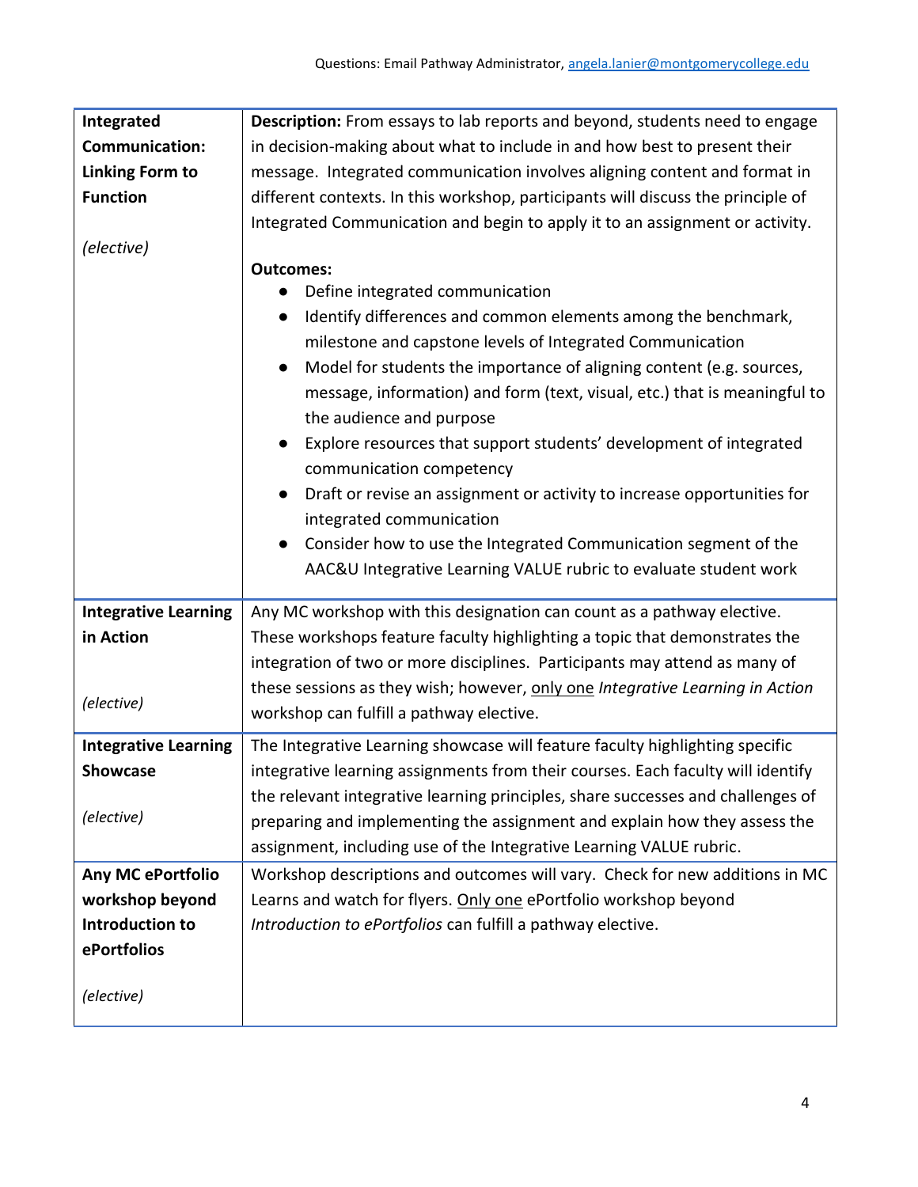| **Integrated Communication: Linking Form to Function**<br><br>*(elective)* | **Description:** From essays to lab reports and beyond, students need to engage in decision-making about what to include in and how best to present their message. Integrated communication involves aligning content and format in different contexts. In this workshop, participants will discuss the principle of Integrated Communication and begin to apply it to an assignment or activity.<br><br>**Outcomes:**<br>• Define integrated communication<br>• Identify differences and common elements among the benchmark, milestone and capstone levels of Integrated Communication<br>• Model for students the importance of aligning content (e.g. sources, message, information) and form (text, visual, etc.) that is meaningful to the audience and purpose<br>• Explore resources that support students' development of integrated communication competency<br>• Draft or revise an assignment or activity to increase opportunities for integrated communication<br>• Consider how to use the Integrated Communication segment of the AAC&U Integrative Learning VALUE rubric to evaluate student work |
|---|---|
| **Integrative Learning in Action**<br><br>*(elective)* | Any MC workshop with this designation can count as a pathway elective. These workshops feature faculty highlighting a topic that demonstrates the integration of two or more disciplines. Participants may attend as many of these sessions as they wish; however, only one *Integrative Learning in Action* workshop can fulfill a pathway elective. |
| **Integrative Learning Showcase**<br><br>*(elective)* | The Integrative Learning showcase will feature faculty highlighting specific integrative learning assignments from their courses. Each faculty will identify the relevant integrative learning principles, share successes and challenges of preparing and implementing the assignment and explain how they assess the assignment, including use of the Integrative Learning VALUE rubric. |
| **Any MC ePortfolio workshop beyond Introduction to ePortfolios**<br><br>*(elective)* | Workshop descriptions and outcomes will vary. Check for new additions in MC Learns and watch for flyers. Only one ePortfolio workshop beyond *Introduction to ePortfolios* can fulfill a pathway elective. |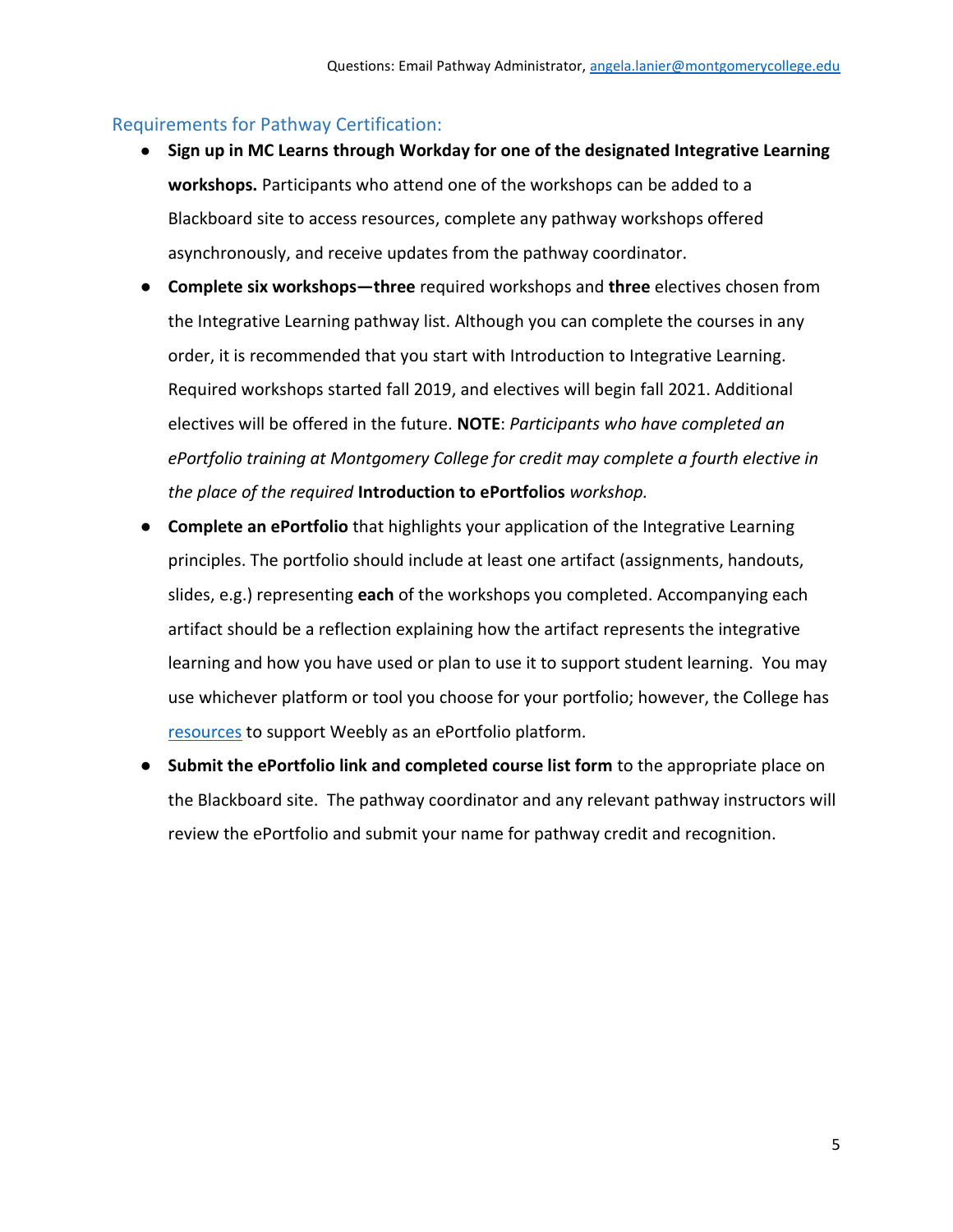Questions: Email Pathway Administrator, angela.lanier@montgomerycollege.edu

## Requirements for Pathway Certification:

- **Sign up in MC Learns through Workday for one of the designated Integrative Learning workshops.** Participants who attend one of the workshops can be added to a Blackboard site to access resources, complete any pathway workshops offered asynchronously, and receive updates from the pathway coordinator.
- **Complete six workshops—three** required workshops and **three** electives chosen from the Integrative Learning pathway list. Although you can complete the courses in any order, it is recommended that you start with Introduction to Integrative Learning. Required workshops started fall 2019, and electives will begin fall 2021. Additional electives will be offered in the future. **NOTE**: *Participants who have completed an ePortfolio training at Montgomery College for credit may complete a fourth elective in the place of the required* **Introduction to ePortfolios** *workshop.*
- **Complete an ePortfolio** that highlights your application of the Integrative Learning principles. The portfolio should include at least one artifact (assignments, handouts, slides, e.g.) representing **each** of the workshops you completed. Accompanying each artifact should be a reflection explaining how the artifact represents the integrative learning and how you have used or plan to use it to support student learning. You may use whichever platform or tool you choose for your portfolio; however, the College has resources to support Weebly as an ePortfolio platform.
- **Submit the ePortfolio link and completed course list form** to the appropriate place on the Blackboard site. The pathway coordinator and any relevant pathway instructors will review the ePortfolio and submit your name for pathway credit and recognition.